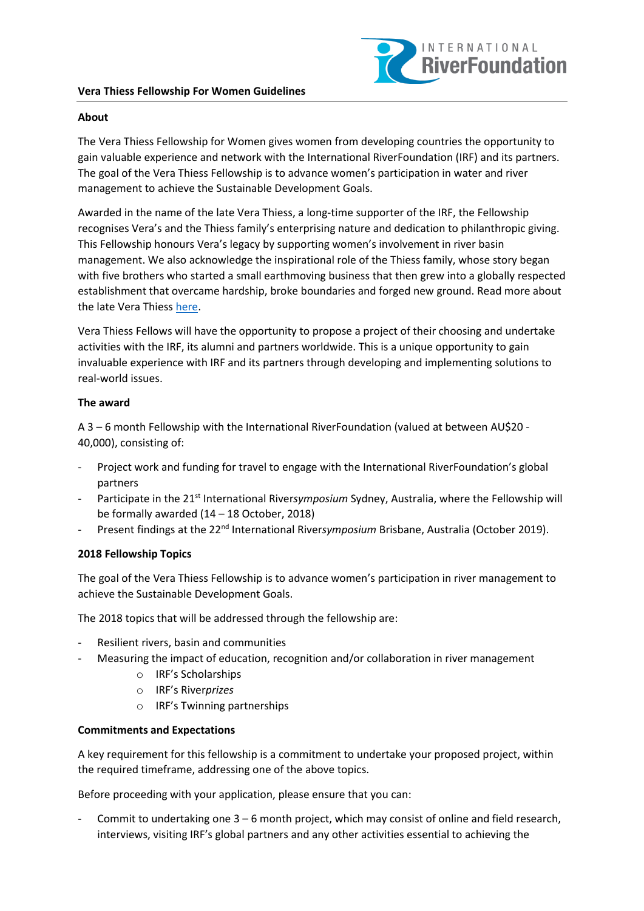# Vera Thiess Fellowship For Women Guidelines

## About

The Vera Thiess Fellowship for Women gives women from developing countries the opportunity to gain valuable experience and network with the International RiverFoundation (IRF) and its partners. The goal of the Vera Thiess Fellowship is to advance women's participation in water and river management to achieve the Sustainable Development Goals.

Awarded in the name of the late Vera Thiess, a long-time supporter of the IRF, the Fellowship recognises Vera's and the Thiess family's enterprising nature and dedication to philanthropic giving. This Fellowship honours Vera's legacy by supporting women's involvement in river basin management. We also acknowledge the inspirational role of the Thiess family, whose story began with five brothers who started a small earthmoving business that then grew into a globally respected establishment that overcame hardship, broke boundaries and forged new ground. Read more about the late Vera Thiess here.

Vera Thiess Fellows will have the opportunity to propose a project of their choosing and undertake activities with the IRF, its alumni and partners worldwide. This is a unique opportunity to gain invaluable experience with IRF and its partners through developing and implementing solutions to real-world issues.

## The award

A 3 – 6 month Fellowship with the International RiverFoundation (valued at between AU$20 - 40,000), consisting of:

- Project work and funding for travel to engage with the International RiverFoundation's global partners
- Participate in the 21st International River*symposium* Sydney, Australia, where the Fellowship will be formally awarded (14 – 18 October, 2018)
- Present findings at the 22nd International River*symposium* Brisbane, Australia (October 2019).

## 2018 Fellowship Topics

The goal of the Vera Thiess Fellowship is to advance women's participation in river management to achieve the Sustainable Development Goals.

The 2018 topics that will be addressed through the fellowship are:

- Resilient rivers, basin and communities
- Measuring the impact of education, recognition and/or collaboration in river management
  - IRF's Scholarships
  - IRF's River*prizes*
  - IRF's Twinning partnerships

## Commitments and Expectations

A key requirement for this fellowship is a commitment to undertake your proposed project, within the required timeframe, addressing one of the above topics.

Before proceeding with your application, please ensure that you can:

- Commit to undertaking one 3 – 6 month project, which may consist of online and field research, interviews, visiting IRF's global partners and any other activities essential to achieving the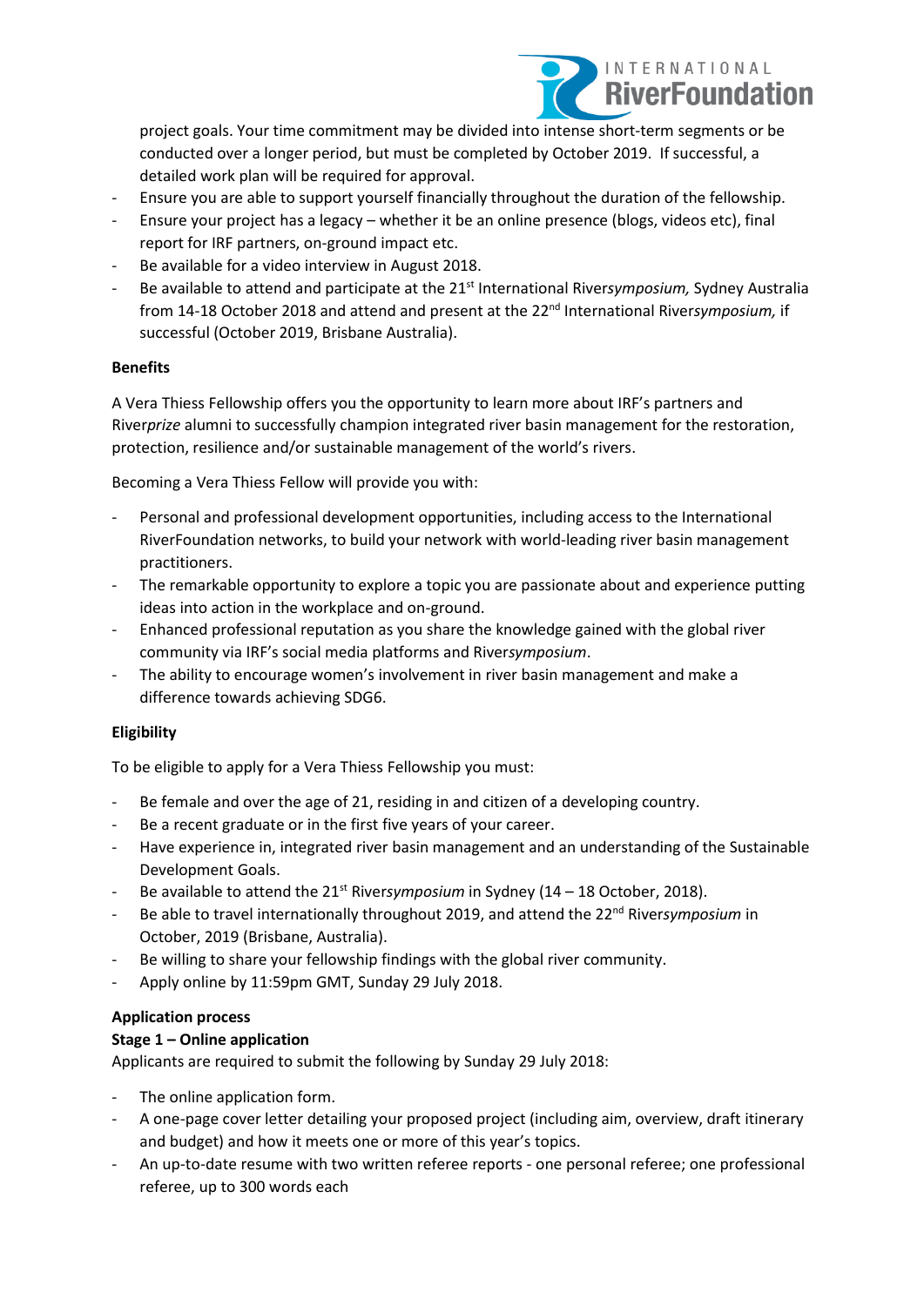project goals. Your time commitment may be divided into intense short-term segments or be conducted over a longer period, but must be completed by October 2019. If successful, a detailed work plan will be required for approval.

- Ensure you are able to support yourself financially throughout the duration of the fellowship.
- Ensure your project has a legacy – whether it be an online presence (blogs, videos etc), final report for IRF partners, on-ground impact etc.
- Be available for a video interview in August 2018.
- Be available to attend and participate at the 21st International River*symposium,* Sydney Australia from 14-18 October 2018 and attend and present at the 22nd International River*symposium,* if successful (October 2019, Brisbane Australia).

**Benefits**

A Vera Thiess Fellowship offers you the opportunity to learn more about IRF's partners and River*prize* alumni to successfully champion integrated river basin management for the restoration, protection, resilience and/or sustainable management of the world's rivers.

Becoming a Vera Thiess Fellow will provide you with:

- Personal and professional development opportunities, including access to the International RiverFoundation networks, to build your network with world-leading river basin management practitioners.
- The remarkable opportunity to explore a topic you are passionate about and experience putting ideas into action in the workplace and on-ground.
- Enhanced professional reputation as you share the knowledge gained with the global river community via IRF's social media platforms and River*symposium*.
- The ability to encourage women's involvement in river basin management and make a difference towards achieving SDG6.

**Eligibility**

To be eligible to apply for a Vera Thiess Fellowship you must:

- Be female and over the age of 21, residing in and citizen of a developing country.
- Be a recent graduate or in the first five years of your career.
- Have experience in, integrated river basin management and an understanding of the Sustainable Development Goals.
- Be available to attend the 21st River*symposium* in Sydney (14 – 18 October, 2018).
- Be able to travel internationally throughout 2019, and attend the 22nd River*symposium* in October, 2019 (Brisbane, Australia).
- Be willing to share your fellowship findings with the global river community.
- Apply online by 11:59pm GMT, Sunday 29 July 2018.

**Application process**

**Stage 1 – Online application**

Applicants are required to submit the following by Sunday 29 July 2018:

- The online application form.
- A one-page cover letter detailing your proposed project (including aim, overview, draft itinerary and budget) and how it meets one or more of this year's topics.
- An up-to-date resume with two written referee reports - one personal referee; one professional referee, up to 300 words each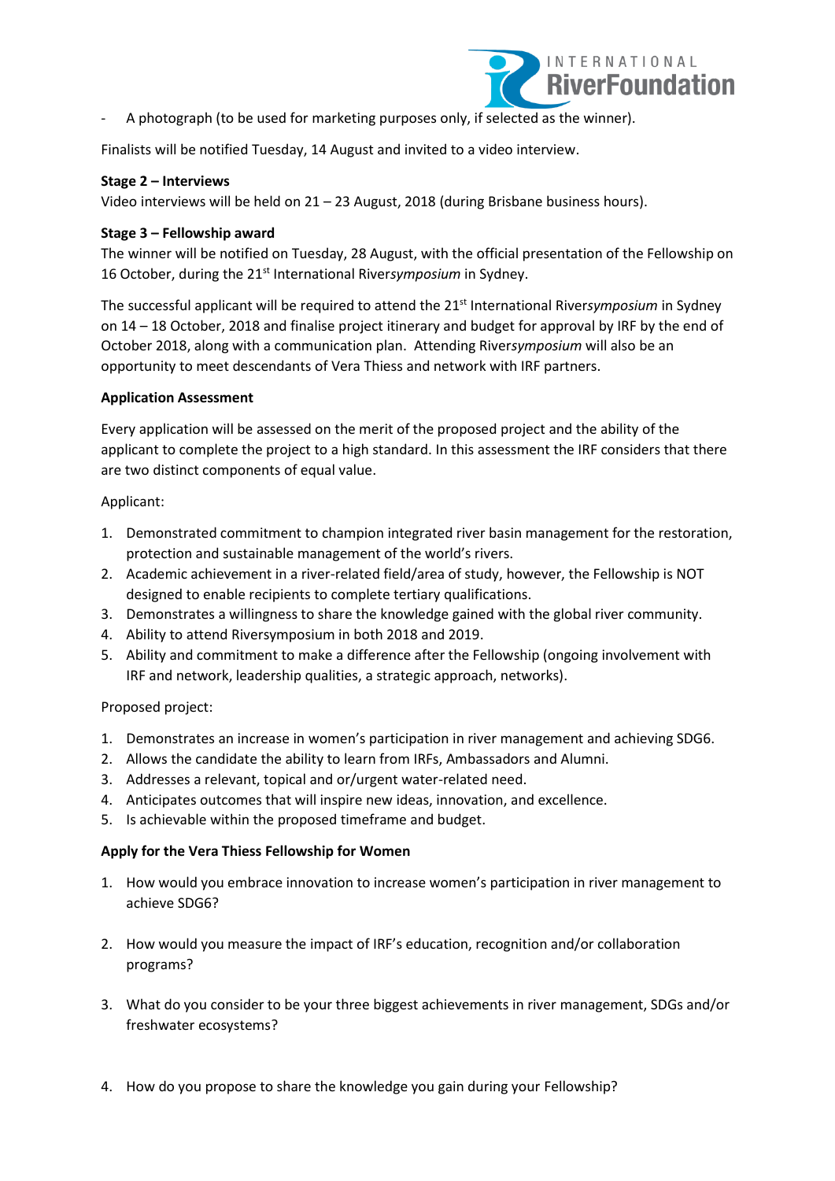- A photograph (to be used for marketing purposes only, if selected as the winner).

Finalists will be notified Tuesday, 14 August and invited to a video interview.

**Stage 2 – Interviews**
Video interviews will be held on 21 – 23 August, 2018 (during Brisbane business hours).

**Stage 3 – Fellowship award**
The winner will be notified on Tuesday, 28 August, with the official presentation of the Fellowship on 16 October, during the 21st International River*symposium* in Sydney.

The successful applicant will be required to attend the 21st International River*symposium* in Sydney on 14 – 18 October, 2018 and finalise project itinerary and budget for approval by IRF by the end of October 2018, along with a communication plan. Attending River*symposium* will also be an opportunity to meet descendants of Vera Thiess and network with IRF partners.

**Application Assessment**

Every application will be assessed on the merit of the proposed project and the ability of the applicant to complete the project to a high standard. In this assessment the IRF considers that there are two distinct components of equal value.

Applicant:

1. Demonstrated commitment to champion integrated river basin management for the restoration, protection and sustainable management of the world's rivers.
2. Academic achievement in a river-related field/area of study, however, the Fellowship is NOT designed to enable recipients to complete tertiary qualifications.
3. Demonstrates a willingness to share the knowledge gained with the global river community.
4. Ability to attend Riversymposium in both 2018 and 2019.
5. Ability and commitment to make a difference after the Fellowship (ongoing involvement with IRF and network, leadership qualities, a strategic approach, networks).

Proposed project:

1. Demonstrates an increase in women's participation in river management and achieving SDG6.
2. Allows the candidate the ability to learn from IRFs, Ambassadors and Alumni.
3. Addresses a relevant, topical and or/urgent water-related need.
4. Anticipates outcomes that will inspire new ideas, innovation, and excellence.
5. Is achievable within the proposed timeframe and budget.

**Apply for the Vera Thiess Fellowship for Women**

1. How would you embrace innovation to increase women's participation in river management to achieve SDG6?

2. How would you measure the impact of IRF's education, recognition and/or collaboration programs?

3. What do you consider to be your three biggest achievements in river management, SDGs and/or freshwater ecosystems?

4. How do you propose to share the knowledge you gain during your Fellowship?